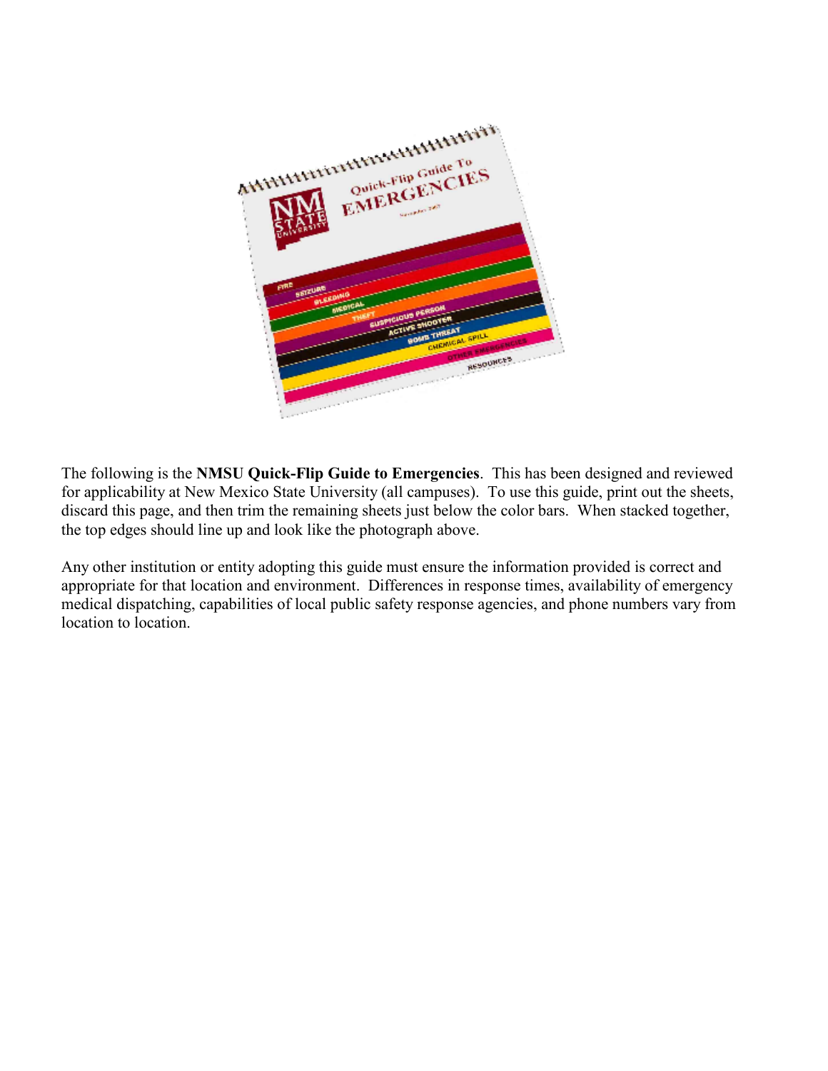The following is the **NMSU Quick-Flip Guide to Emergencies**. This has been designed and reviewed for applicability at New Mexico State University (all campuses). To use this guide, print out the sheets, discard this page, and then trim the remaining sheets just below the color bars. When stacked together, the top edges should line up and look like the photograph above.

Any other institution or entity adopting this guide must ensure the information provided is correct and appropriate for that location and environment. Differences in response times, availability of emergency medical dispatching, capabilities of local public safety response agencies, and phone numbers vary from location to location.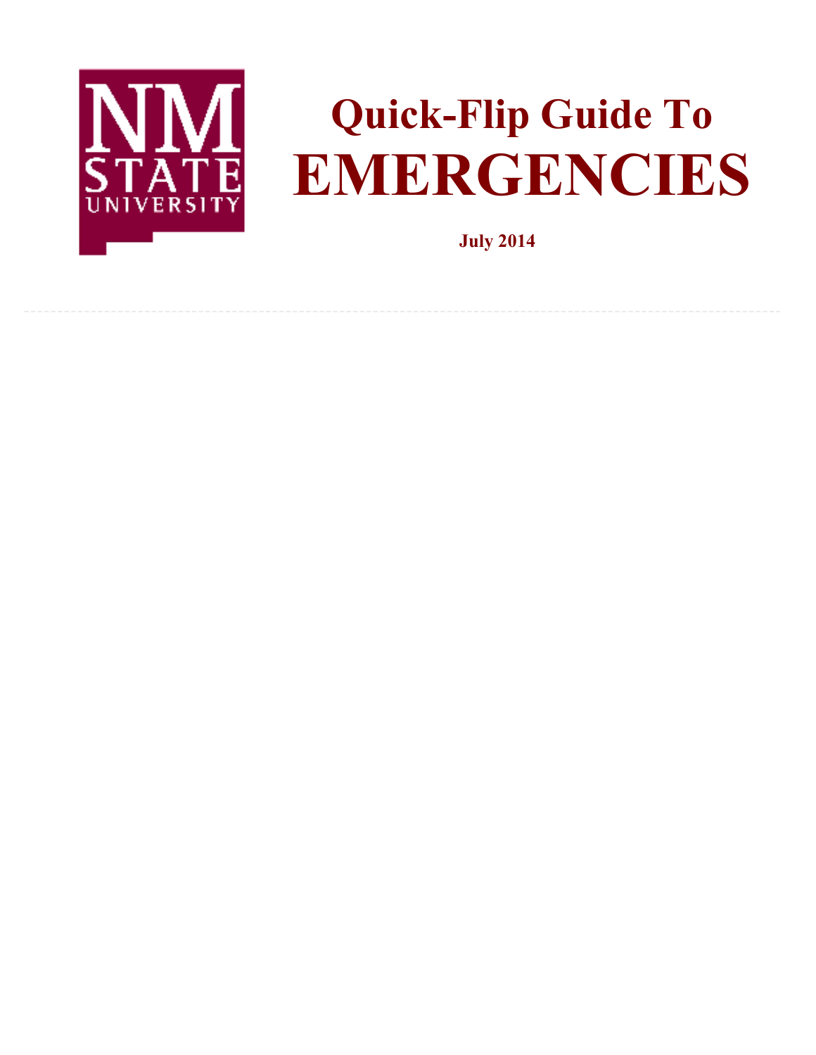# Quick-Flip Guide To

# EMERGENCIES

**July 2014**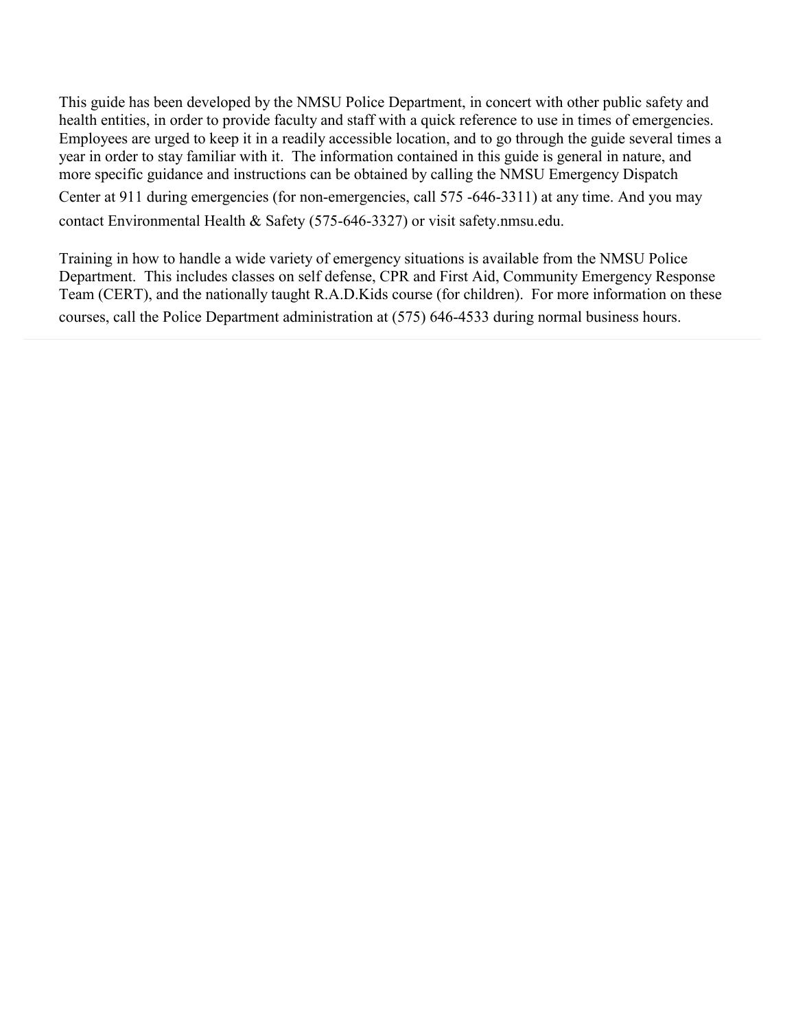This guide has been developed by the NMSU Police Department, in concert with other public safety and health entities, in order to provide faculty and staff with a quick reference to use in times of emergencies. Employees are urged to keep it in a readily accessible location, and to go through the guide several times a year in order to stay familiar with it. The information contained in this guide is general in nature, and more specific guidance and instructions can be obtained by calling the NMSU Emergency Dispatch Center at 911 during emergencies (for non-emergencies, call 575 -646-3311) at any time. And you may contact Environmental Health & Safety (575-646-3327) or visit safety.nmsu.edu.

Training in how to handle a wide variety of emergency situations is available from the NMSU Police Department. This includes classes on self defense, CPR and First Aid, Community Emergency Response Team (CERT), and the nationally taught R.A.D.Kids course (for children). For more information on these courses, call the Police Department administration at (575) 646-4533 during normal business hours.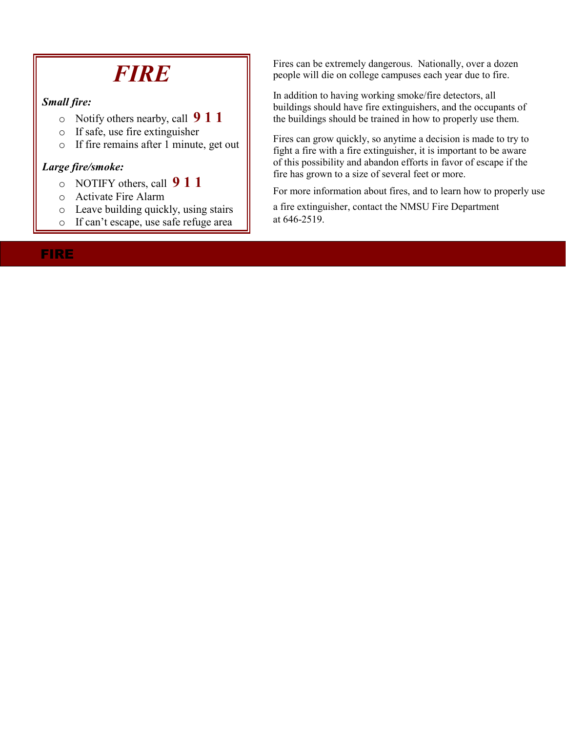# *FIRE*

***Small fire:***

- Notify others nearby, call **9 1 1**
- If safe, use fire extinguisher
- If fire remains after 1 minute, get out

***Large fire/smoke:***

- NOTIFY others, call **9 1 1**
- Activate Fire Alarm
- Leave building quickly, using stairs
- If can't escape, use safe refuge area

Fires can be extremely dangerous. Nationally, over a dozen people will die on college campuses each year due to fire.

In addition to having working smoke/fire detectors, all buildings should have fire extinguishers, and the occupants of the buildings should be trained in how to properly use them.

Fires can grow quickly, so anytime a decision is made to try to fight a fire with a fire extinguisher, it is important to be aware of this possibility and abandon efforts in favor of escape if the fire has grown to a size of several feet or more.

For more information about fires, and to learn how to properly use a fire extinguisher, contact the NMSU Fire Department at 646-2519.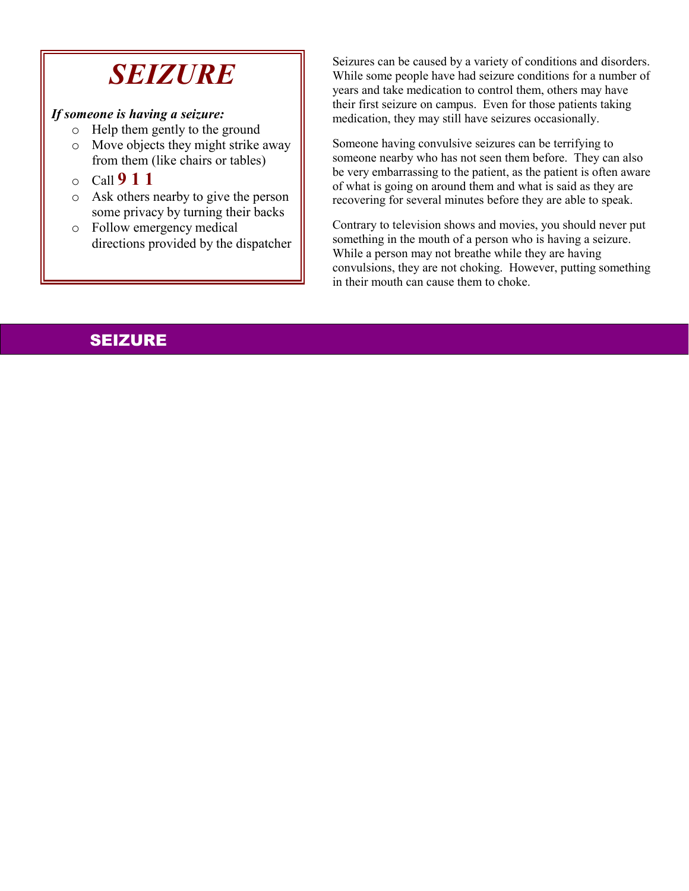# *SEIZURE*

***If someone is having a seizure:***

- Help them gently to the ground
- Move objects they might strike away from them (like chairs or tables)
- Call **9 1 1**
- Ask others nearby to give the person some privacy by turning their backs
- Follow emergency medical directions provided by the dispatcher

Seizures can be caused by a variety of conditions and disorders. While some people have had seizure conditions for a number of years and take medication to control them, others may have their first seizure on campus. Even for those patients taking medication, they may still have seizures occasionally.

Someone having convulsive seizures can be terrifying to someone nearby who has not seen them before. They can also be very embarrassing to the patient, as the patient is often aware of what is going on around them and what is said as they are recovering for several minutes before they are able to speak.

Contrary to television shows and movies, you should never put something in the mouth of a person who is having a seizure. While a person may not breathe while they are having convulsions, they are not choking. However, putting something in their mouth can cause them to choke.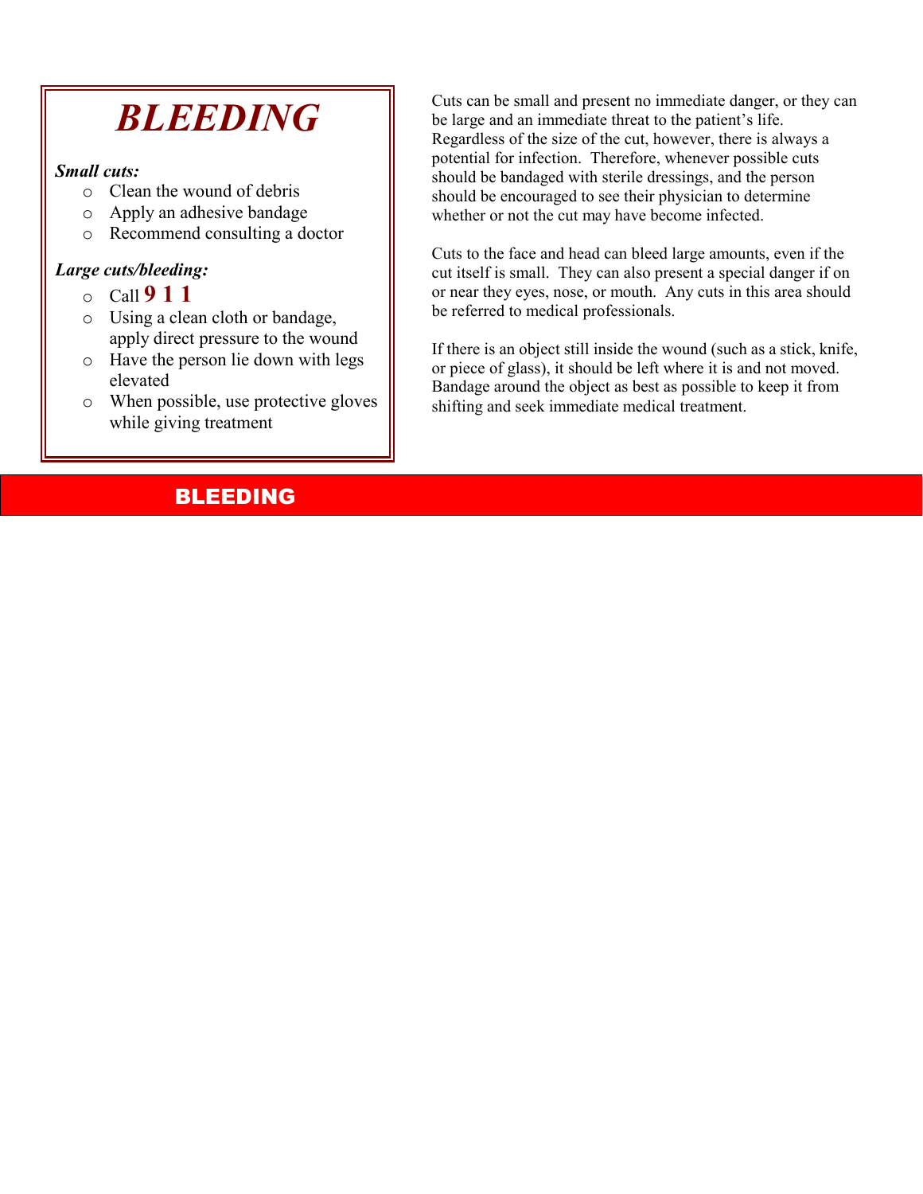# BLEEDING

***Small cuts:***

- Clean the wound of debris
- Apply an adhesive bandage
- Recommend consulting a doctor

***Large cuts/bleeding:***

- Call **9 1 1**
- Using a clean cloth or bandage, apply direct pressure to the wound
- Have the person lie down with legs elevated
- When possible, use protective gloves while giving treatment

Cuts can be small and present no immediate danger, or they can be large and an immediate threat to the patient's life. Regardless of the size of the cut, however, there is always a potential for infection. Therefore, whenever possible cuts should be bandaged with sterile dressings, and the person should be encouraged to see their physician to determine whether or not the cut may have become infected.

Cuts to the face and head can bleed large amounts, even if the cut itself is small. They can also present a special danger if on or near they eyes, nose, or mouth. Any cuts in this area should be referred to medical professionals.

If there is an object still inside the wound (such as a stick, knife, or piece of glass), it should be left where it is and not moved. Bandage around the object as best as possible to keep it from shifting and seek immediate medical treatment.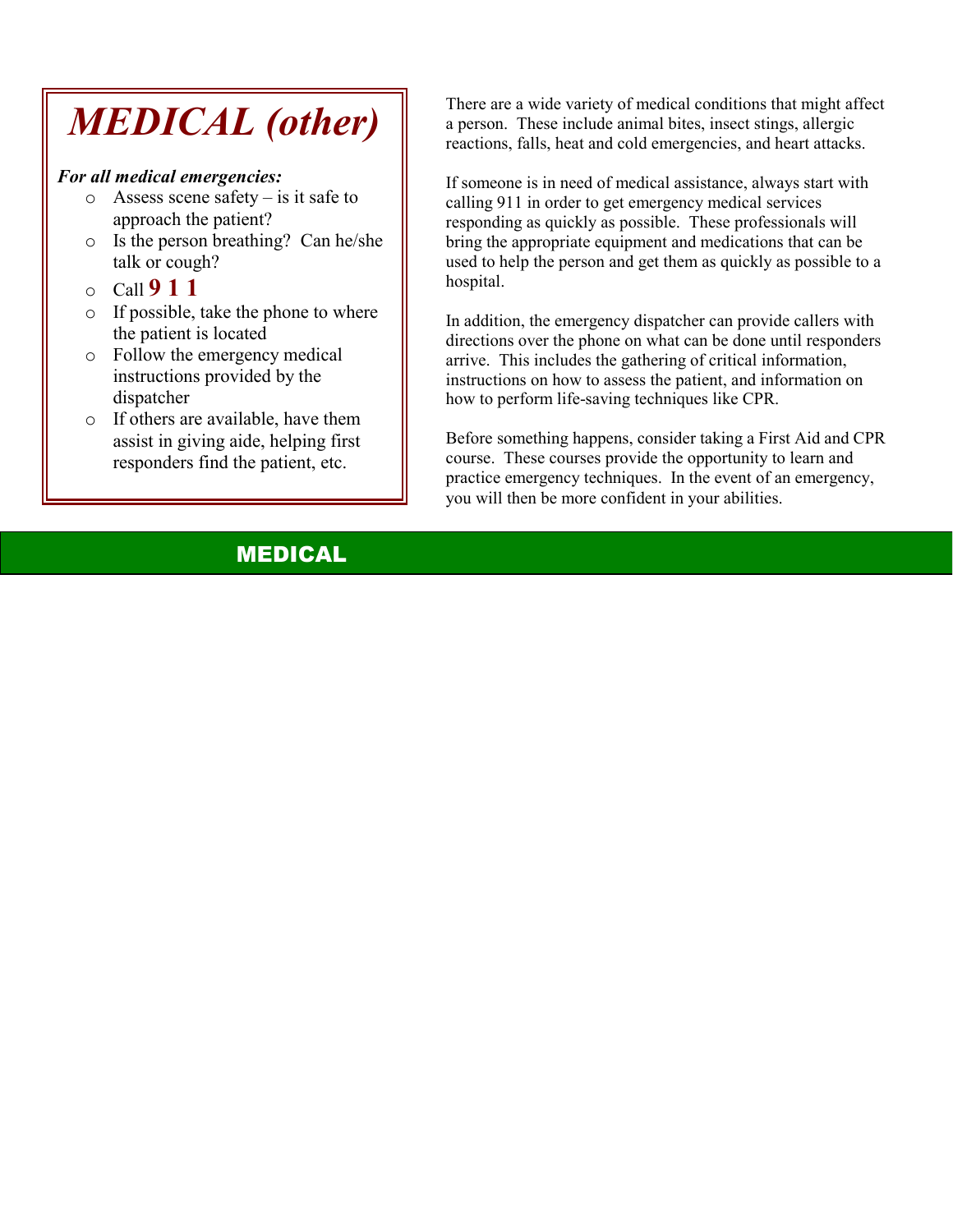# MEDICAL (other)

***For all medical emergencies:***

- Assess scene safety – is it safe to approach the patient?
- Is the person breathing? Can he/she talk or cough?
- Call **9 1 1**
- If possible, take the phone to where the patient is located
- Follow the emergency medical instructions provided by the dispatcher
- If others are available, have them assist in giving aide, helping first responders find the patient, etc.

There are a wide variety of medical conditions that might affect a person. These include animal bites, insect stings, allergic reactions, falls, heat and cold emergencies, and heart attacks.

If someone is in need of medical assistance, always start with calling 911 in order to get emergency medical services responding as quickly as possible. These professionals will bring the appropriate equipment and medications that can be used to help the person and get them as quickly as possible to a hospital.

In addition, the emergency dispatcher can provide callers with directions over the phone on what can be done until responders arrive. This includes the gathering of critical information, instructions on how to assess the patient, and information on how to perform life-saving techniques like CPR.

Before something happens, consider taking a First Aid and CPR course. These courses provide the opportunity to learn and practice emergency techniques. In the event of an emergency, you will then be more confident in your abilities.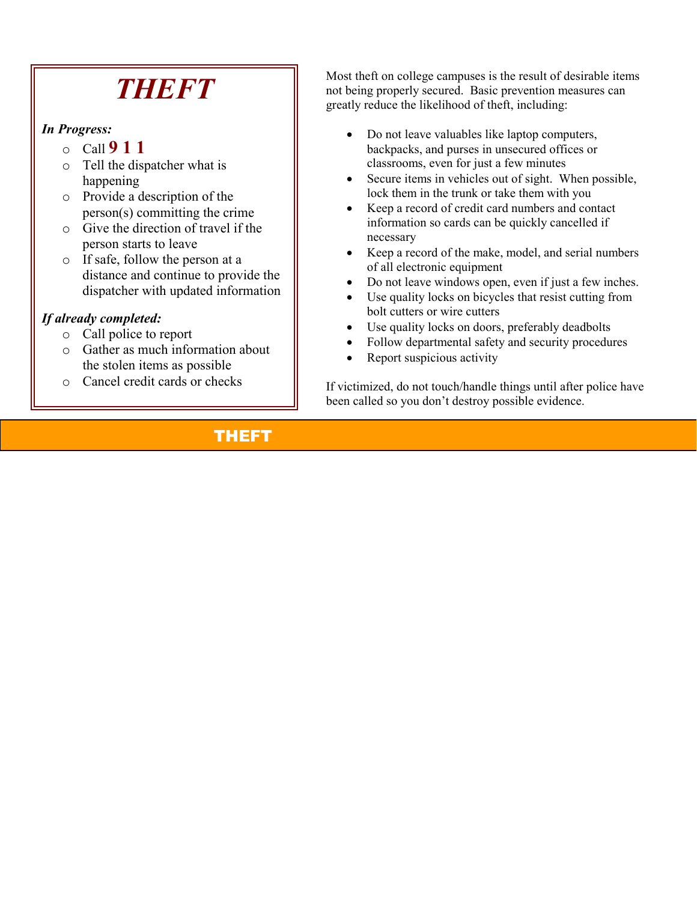# THEFT

***In Progress:***

- Call **9 1 1**
- Tell the dispatcher what is happening
- Provide a description of the person(s) committing the crime
- Give the direction of travel if the person starts to leave
- If safe, follow the person at a distance and continue to provide the dispatcher with updated information

***If already completed:***

- Call police to report
- Gather as much information about the stolen items as possible
- Cancel credit cards or checks

Most theft on college campuses is the result of desirable items not being properly secured. Basic prevention measures can greatly reduce the likelihood of theft, including:

- Do not leave valuables like laptop computers, backpacks, and purses in unsecured offices or classrooms, even for just a few minutes
- Secure items in vehicles out of sight. When possible, lock them in the trunk or take them with you
- Keep a record of credit card numbers and contact information so cards can be quickly cancelled if necessary
- Keep a record of the make, model, and serial numbers of all electronic equipment
- Do not leave windows open, even if just a few inches.
- Use quality locks on bicycles that resist cutting from bolt cutters or wire cutters
- Use quality locks on doors, preferably deadbolts
- Follow departmental safety and security procedures
- Report suspicious activity

If victimized, do not touch/handle things until after police have been called so you don't destroy possible evidence.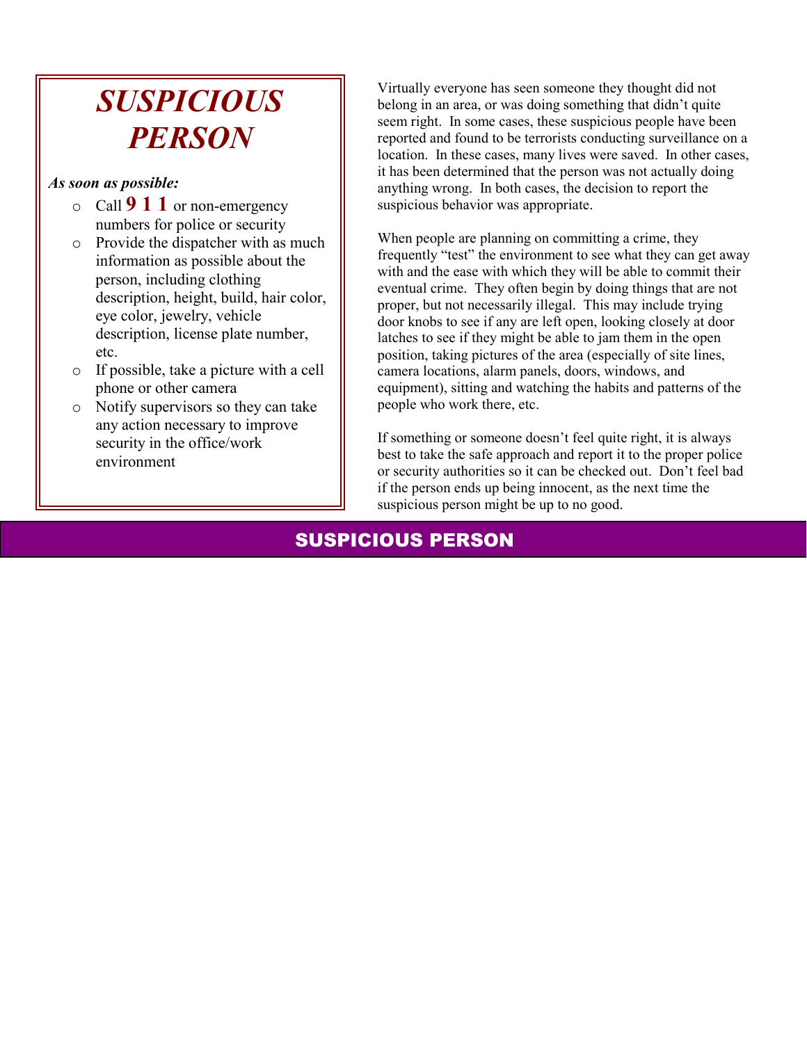# *SUSPICIOUS PERSON*

***As soon as possible:***

- Call **9 1 1** or non-emergency numbers for police or security
- Provide the dispatcher with as much information as possible about the person, including clothing description, height, build, hair color, eye color, jewelry, vehicle description, license plate number, etc.
- If possible, take a picture with a cell phone or other camera
- Notify supervisors so they can take any action necessary to improve security in the office/work environment

Virtually everyone has seen someone they thought did not belong in an area, or was doing something that didn't quite seem right. In some cases, these suspicious people have been reported and found to be terrorists conducting surveillance on a location. In these cases, many lives were saved. In other cases, it has been determined that the person was not actually doing anything wrong. In both cases, the decision to report the suspicious behavior was appropriate.

When people are planning on committing a crime, they frequently "test" the environment to see what they can get away with and the ease with which they will be able to commit their eventual crime. They often begin by doing things that are not proper, but not necessarily illegal. This may include trying door knobs to see if any are left open, looking closely at door latches to see if they might be able to jam them in the open position, taking pictures of the area (especially of site lines, camera locations, alarm panels, doors, windows, and equipment), sitting and watching the habits and patterns of the people who work there, etc.

If something or someone doesn't feel quite right, it is always best to take the safe approach and report it to the proper police or security authorities so it can be checked out. Don't feel bad if the person ends up being innocent, as the next time the suspicious person might be up to no good.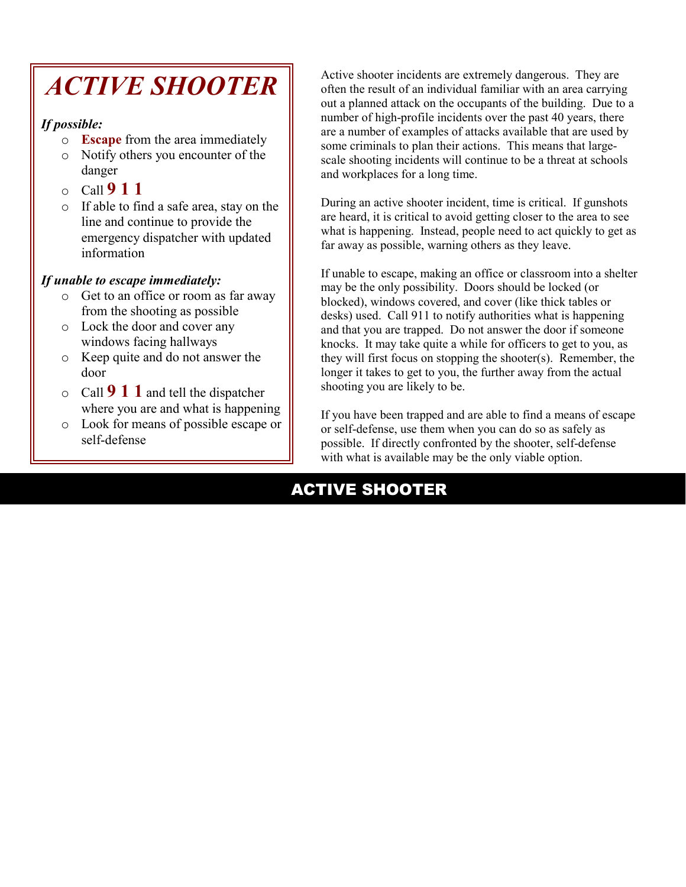# ACTIVE SHOOTER

***If possible:***

- **Escape** from the area immediately
- Notify others you encounter of the danger
- Call **9 1 1**
- If able to find a safe area, stay on the line and continue to provide the emergency dispatcher with updated information

***If unable to escape immediately:***

- Get to an office or room as far away from the shooting as possible
- Lock the door and cover any windows facing hallways
- Keep quite and do not answer the door
- Call **9 1 1** and tell the dispatcher where you are and what is happening
- Look for means of possible escape or self-defense

Active shooter incidents are extremely dangerous. They are often the result of an individual familiar with an area carrying out a planned attack on the occupants of the building. Due to a number of high-profile incidents over the past 40 years, there are a number of examples of attacks available that are used by some criminals to plan their actions. This means that large-scale shooting incidents will continue to be a threat at schools and workplaces for a long time.

During an active shooter incident, time is critical. If gunshots are heard, it is critical to avoid getting closer to the area to see what is happening. Instead, people need to act quickly to get as far away as possible, warning others as they leave.

If unable to escape, making an office or classroom into a shelter may be the only possibility. Doors should be locked (or blocked), windows covered, and cover (like thick tables or desks) used. Call 911 to notify authorities what is happening and that you are trapped. Do not answer the door if someone knocks. It may take quite a while for officers to get to you, as they will first focus on stopping the shooter(s). Remember, the longer it takes to get to you, the further away from the actual shooting you are likely to be.

If you have been trapped and are able to find a means of escape or self-defense, use them when you can do so as safely as possible. If directly confronted by the shooter, self-defense with what is available may be the only viable option.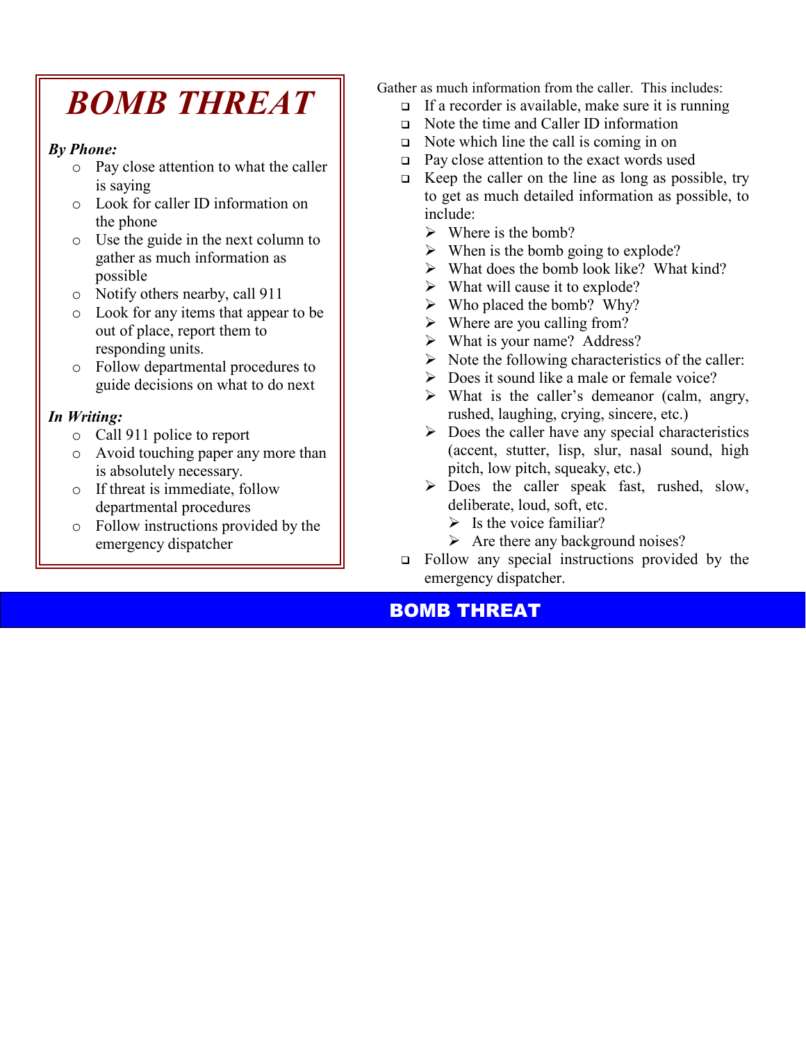# BOMB THREAT

***By Phone:***

- Pay close attention to what the caller is saying
- Look for caller ID information on the phone
- Use the guide in the next column to gather as much information as possible
- Notify others nearby, call 911
- Look for any items that appear to be out of place, report them to responding units.
- Follow departmental procedures to guide decisions on what to do next

***In Writing:***

- Call 911 police to report
- Avoid touching paper any more than is absolutely necessary.
- If threat is immediate, follow departmental procedures
- Follow instructions provided by the emergency dispatcher

Gather as much information from the caller. This includes:

- If a recorder is available, make sure it is running
- Note the time and Caller ID information
- Note which line the call is coming in on
- Pay close attention to the exact words used
- Keep the caller on the line as long as possible, try to get as much detailed information as possible, to include:
  - Where is the bomb?
  - When is the bomb going to explode?
  - What does the bomb look like? What kind?
  - What will cause it to explode?
  - Who placed the bomb? Why?
  - Where are you calling from?
  - What is your name? Address?
  - Note the following characteristics of the caller:
  - Does it sound like a male or female voice?
  - What is the caller's demeanor (calm, angry, rushed, laughing, crying, sincere, etc.)
  - Does the caller have any special characteristics (accent, stutter, lisp, slur, nasal sound, high pitch, low pitch, squeaky, etc.)
  - Does the caller speak fast, rushed, slow, deliberate, loud, soft, etc.
    - Is the voice familiar?
    - Are there any background noises?
- Follow any special instructions provided by the emergency dispatcher.

**BOMB THREAT**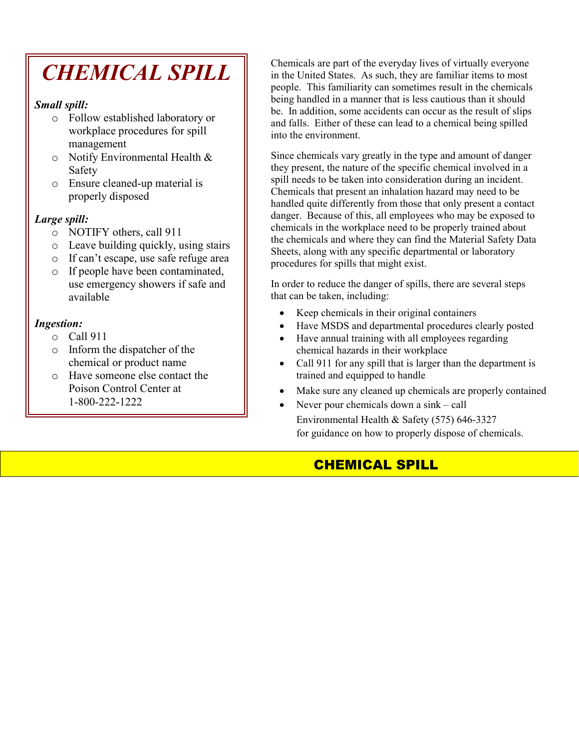# CHEMICAL SPILL

***Small spill:***

- Follow established laboratory or workplace procedures for spill management
- Notify Environmental Health & Safety
- Ensure cleaned-up material is properly disposed

***Large spill:***

- NOTIFY others, call 911
- Leave building quickly, using stairs
- If can't escape, use safe refuge area
- If people have been contaminated, use emergency showers if safe and available

***Ingestion:***

- Call 911
- Inform the dispatcher of the chemical or product name
- Have someone else contact the Poison Control Center at 1-800-222-1222

Chemicals are part of the everyday lives of virtually everyone in the United States. As such, they are familiar items to most people. This familiarity can sometimes result in the chemicals being handled in a manner that is less cautious than it should be. In addition, some accidents can occur as the result of slips and falls. Either of these can lead to a chemical being spilled into the environment.

Since chemicals vary greatly in the type and amount of danger they present, the nature of the specific chemical involved in a spill needs to be taken into consideration during an incident. Chemicals that present an inhalation hazard may need to be handled quite differently from those that only present a contact danger. Because of this, all employees who may be exposed to chemicals in the workplace need to be properly trained about the chemicals and where they can find the Material Safety Data Sheets, along with any specific departmental or laboratory procedures for spills that might exist.

In order to reduce the danger of spills, there are several steps that can be taken, including:

- Keep chemicals in their original containers
- Have MSDS and departmental procedures clearly posted
- Have annual training with all employees regarding chemical hazards in their workplace
- Call 911 for any spill that is larger than the department is trained and equipped to handle
- Make sure any cleaned up chemicals are properly contained
- Never pour chemicals down a sink – call Environmental Health & Safety (575) 646-3327 for guidance on how to properly dispose of chemicals.

**CHEMICAL SPILL**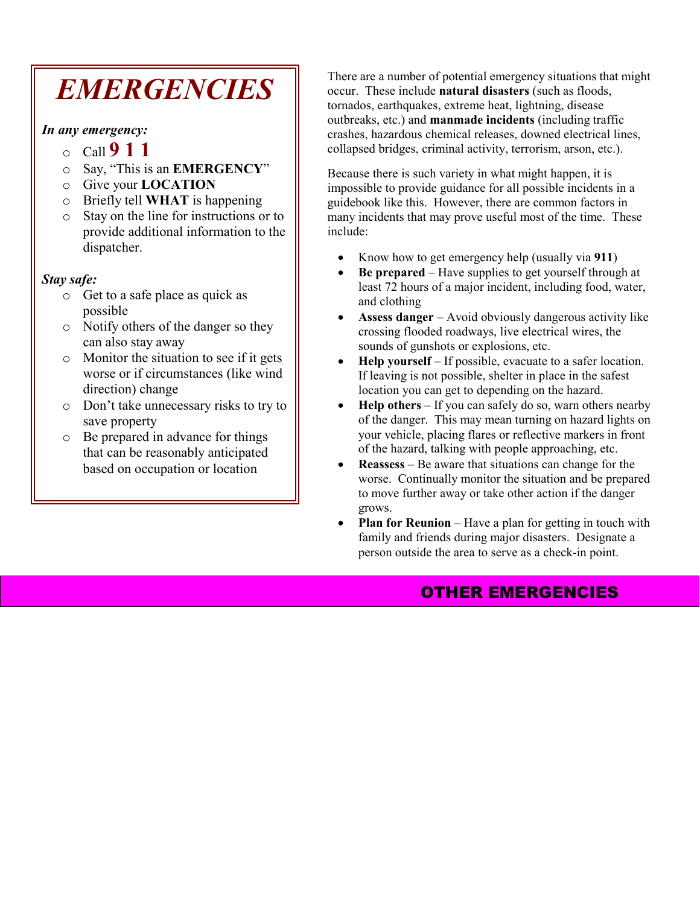# *EMERGENCIES*

***In any emergency:***

- Call **9 1 1**
- Say, "This is an **EMERGENCY**"
- Give your **LOCATION**
- Briefly tell **WHAT** is happening
- Stay on the line for instructions or to provide additional information to the dispatcher.

***Stay safe:***

- Get to a safe place as quick as possible
- Notify others of the danger so they can also stay away
- Monitor the situation to see if it gets worse or if circumstances (like wind direction) change
- Don't take unnecessary risks to try to save property
- Be prepared in advance for things that can be reasonably anticipated based on occupation or location

There are a number of potential emergency situations that might occur. These include **natural disasters** (such as floods, tornados, earthquakes, extreme heat, lightning, disease outbreaks, etc.) and **manmade incidents** (including traffic crashes, hazardous chemical releases, downed electrical lines, collapsed bridges, criminal activity, terrorism, arson, etc.).

Because there is such variety in what might happen, it is impossible to provide guidance for all possible incidents in a guidebook like this. However, there are common factors in many incidents that may prove useful most of the time. These include:

- Know how to get emergency help (usually via **911**)
- **Be prepared** – Have supplies to get yourself through at least 72 hours of a major incident, including food, water, and clothing
- **Assess danger** – Avoid obviously dangerous activity like crossing flooded roadways, live electrical wires, the sounds of gunshots or explosions, etc.
- **Help yourself** – If possible, evacuate to a safer location. If leaving is not possible, shelter in place in the safest location you can get to depending on the hazard.
- **Help others** – If you can safely do so, warn others nearby of the danger. This may mean turning on hazard lights on your vehicle, placing flares or reflective markers in front of the hazard, talking with people approaching, etc.
- **Reassess** – Be aware that situations can change for the worse. Continually monitor the situation and be prepared to move further away or take other action if the danger grows.
- **Plan for Reunion** – Have a plan for getting in touch with family and friends during major disasters. Designate a person outside the area to serve as a check-in point.

## OTHER EMERGENCIES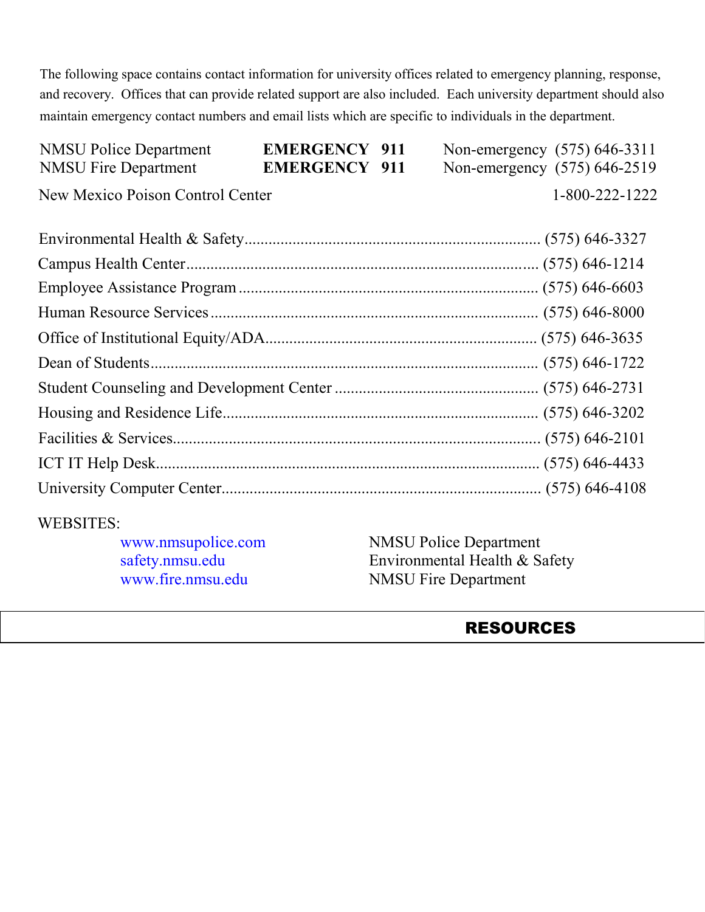The following space contains contact information for university offices related to emergency planning, response, and recovery. Offices that can provide related support are also included. Each university department should also maintain emergency contact numbers and email lists which are specific to individuals in the department.

| | | |
|---|---|---|
| NMSU Police Department | **EMERGENCY 911** | Non-emergency (575) 646-3311 |
| NMSU Fire Department | **EMERGENCY 911** | Non-emergency (575) 646-2519 |

New Mexico Poison Control Center 1-800-222-1222

Environmental Health & Safety........................................................................ (575) 646-3327

Campus Health Center...................................................................................... (575) 646-1214

Employee Assistance Program.......................................................................... (575) 646-6603

Human Resource Services................................................................................. (575) 646-8000

Office of Institutional Equity/ADA................................................................... (575) 646-3635

Dean of Students................................................................................................ (575) 646-1722

Student Counseling and Development Center.................................................. (575) 646-2731

Housing and Residence Life.............................................................................. (575) 646-3202

Facilities & Services.......................................................................................... (575) 646-2101

ICT IT Help Desk.............................................................................................. (575) 646-4433

University Computer Center.............................................................................. (575) 646-4108

WEBSITES:

| | |
|---|---|
| www.nmsupolice.com | NMSU Police Department |
| safety.nmsu.edu | Environmental Health & Safety |
| www.fire.nmsu.edu | NMSU Fire Department |

## RESOURCES